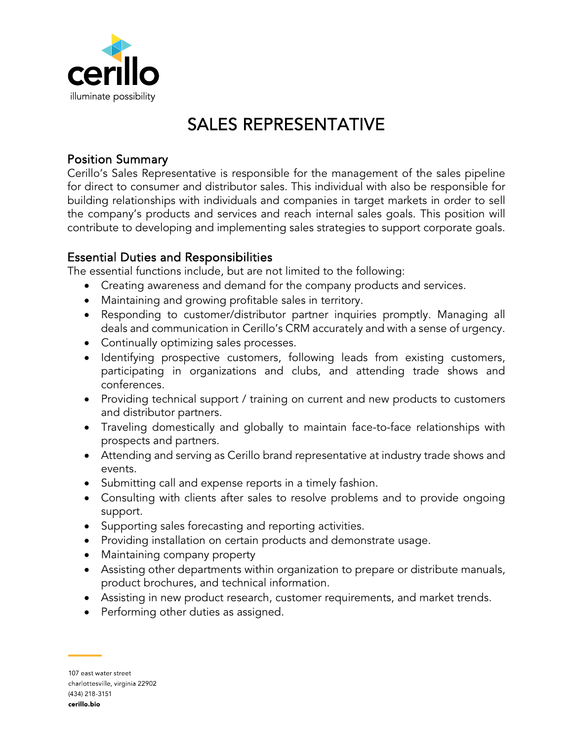cerillo

illuminate possibility

# SALES REPRESENTATIVE

## Position Summary

Cerillo's Sales Representative is responsible for the management of the sales pipeline for direct to consumer and distributor sales. This individual with also be responsible for building relationships with individuals and companies in target markets in order to sell the company's products and services and reach internal sales goals. This position will contribute to developing and implementing sales strategies to support corporate goals.

## Essential Duties and Responsibilities

The essential functions include, but are not limited to the following:

- Creating awareness and demand for the company products and services.
- Maintaining and growing profitable sales in territory.
- Responding to customer/distributor partner inquiries promptly. Managing all deals and communication in Cerillo's CRM accurately and with a sense of urgency.
- Continually optimizing sales processes.
- Identifying prospective customers, following leads from existing customers, participating in organizations and clubs, and attending trade shows and conferences.
- Providing technical support / training on current and new products to customers and distributor partners.
- Traveling domestically and globally to maintain face-to-face relationships with prospects and partners.
- Attending and serving as Cerillo brand representative at industry trade shows and events.
- Submitting call and expense reports in a timely fashion.
- Consulting with clients after sales to resolve problems and to provide ongoing support.
- Supporting sales forecasting and reporting activities.
- Providing installation on certain products and demonstrate usage.
- Maintaining company property
- Assisting other departments within organization to prepare or distribute manuals, product brochures, and technical information.
- Assisting in new product research, customer requirements, and market trends.
- Performing other duties as assigned.

107 east water street
charlottesville, virginia 22902
(434) 218-3151
**cerillo.bio**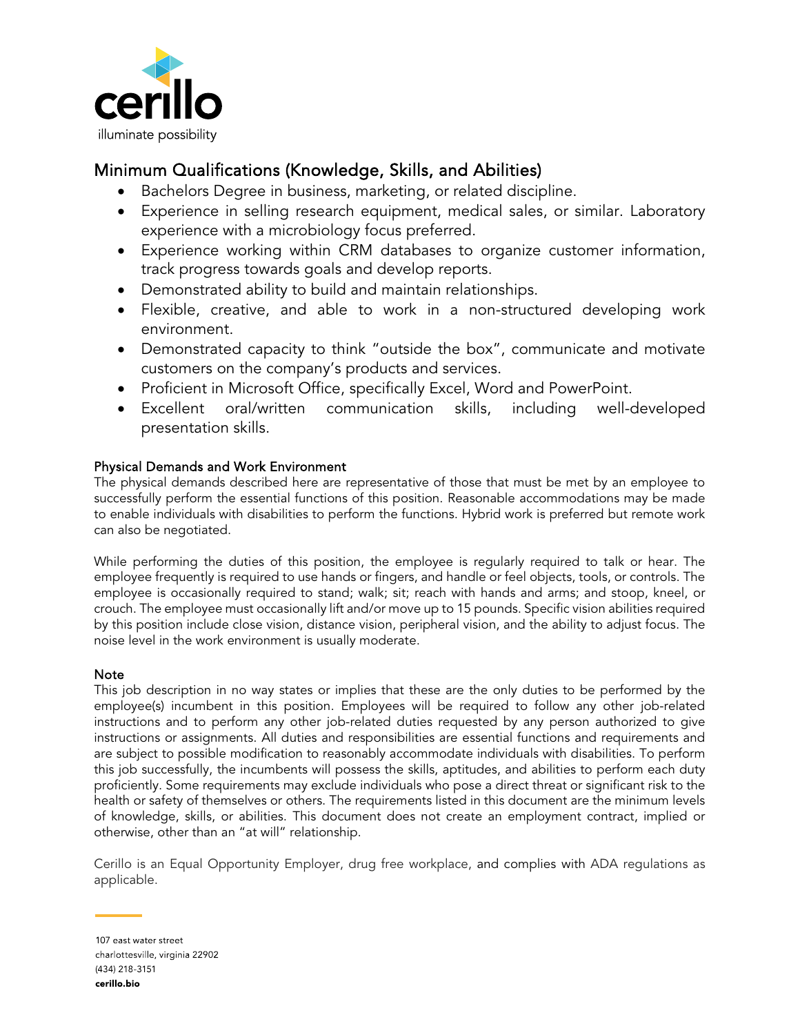## Minimum Qualifications (Knowledge, Skills, and Abilities)

- Bachelors Degree in business, marketing, or related discipline.
- Experience in selling research equipment, medical sales, or similar. Laboratory experience with a microbiology focus preferred.
- Experience working within CRM databases to organize customer information, track progress towards goals and develop reports.
- Demonstrated ability to build and maintain relationships.
- Flexible, creative, and able to work in a non-structured developing work environment.
- Demonstrated capacity to think "outside the box", communicate and motivate customers on the company's products and services.
- Proficient in Microsoft Office, specifically Excel, Word and PowerPoint.
- Excellent oral/written communication skills, including well-developed presentation skills.

### Physical Demands and Work Environment

The physical demands described here are representative of those that must be met by an employee to successfully perform the essential functions of this position. Reasonable accommodations may be made to enable individuals with disabilities to perform the functions. Hybrid work is preferred but remote work can also be negotiated.

While performing the duties of this position, the employee is regularly required to talk or hear. The employee frequently is required to use hands or fingers, and handle or feel objects, tools, or controls. The employee is occasionally required to stand; walk; sit; reach with hands and arms; and stoop, kneel, or crouch. The employee must occasionally lift and/or move up to 15 pounds. Specific vision abilities required by this position include close vision, distance vision, peripheral vision, and the ability to adjust focus. The noise level in the work environment is usually moderate.

### Note

This job description in no way states or implies that these are the only duties to be performed by the employee(s) incumbent in this position. Employees will be required to follow any other job-related instructions and to perform any other job-related duties requested by any person authorized to give instructions or assignments. All duties and responsibilities are essential functions and requirements and are subject to possible modification to reasonably accommodate individuals with disabilities. To perform this job successfully, the incumbents will possess the skills, aptitudes, and abilities to perform each duty proficiently. Some requirements may exclude individuals who pose a direct threat or significant risk to the health or safety of themselves or others. The requirements listed in this document are the minimum levels of knowledge, skills, or abilities. This document does not create an employment contract, implied or otherwise, other than an "at will" relationship.

Cerillo is an Equal Opportunity Employer, drug free workplace, and complies with ADA regulations as applicable.